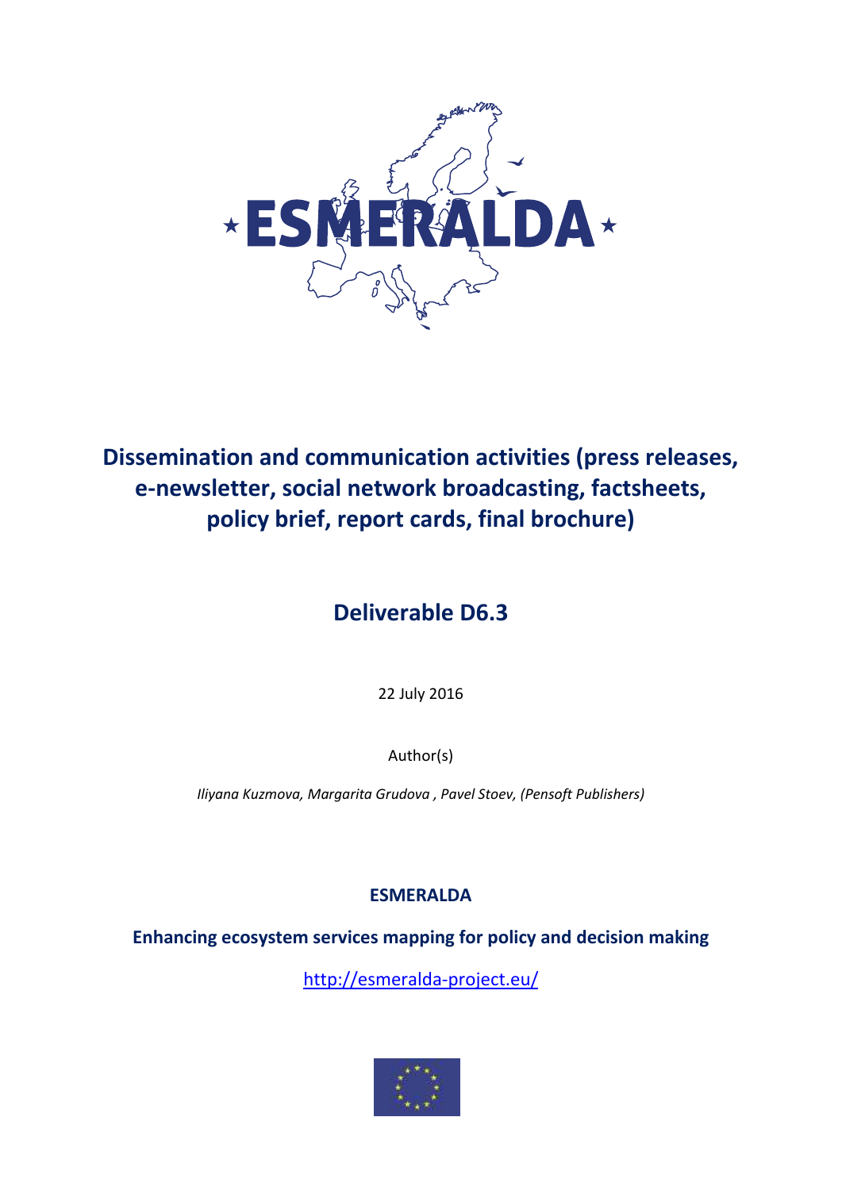# Dissemination and communication activities (press releases, e-newsletter, social network broadcasting, factsheets, policy brief, report cards, final brochure)

## Deliverable D6.3

22 July 2016

Author(s)

*Iliyana Kuzmova, Margarita Grudova , Pavel Stoev, (Pensoft Publishers)*

**ESMERALDA**

**Enhancing ecosystem services mapping for policy and decision making**

http://esmeralda-project.eu/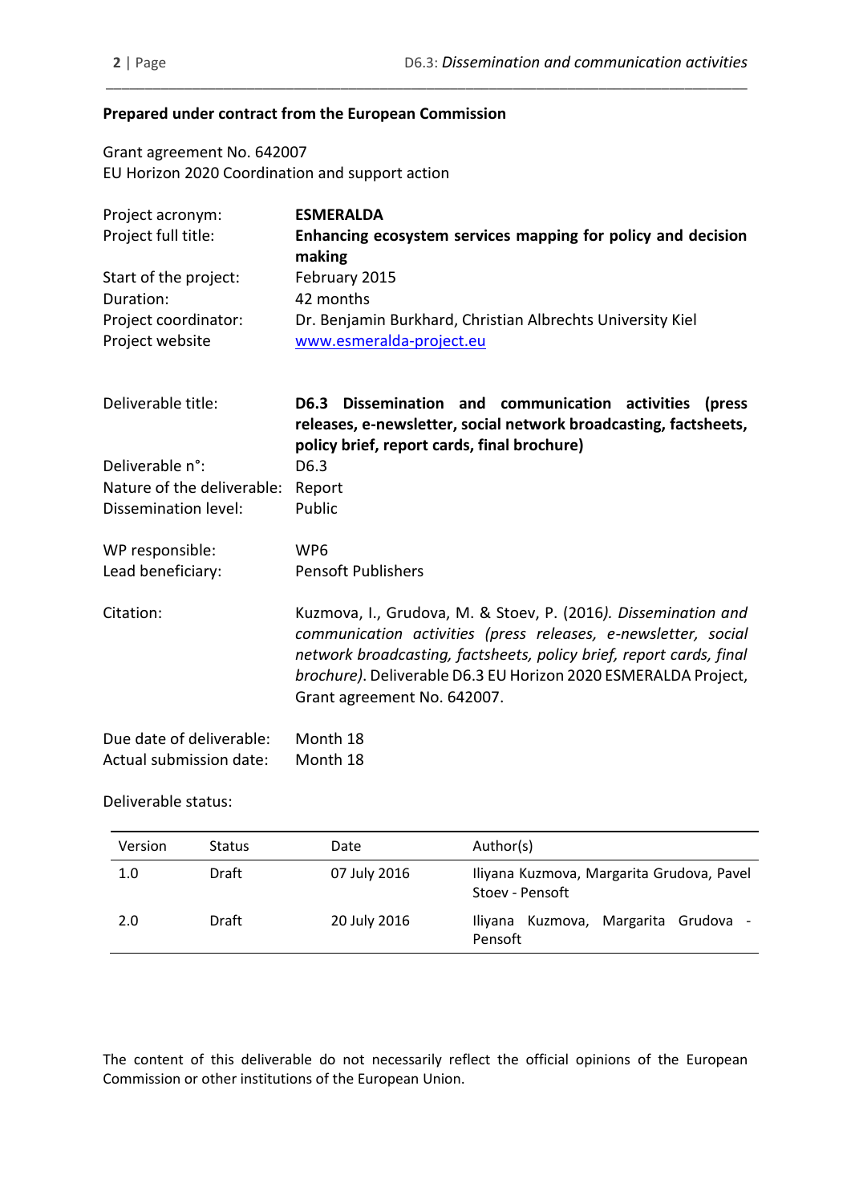**Prepared under contract from the European Commission**

Grant agreement No. 642007
EU Horizon 2020 Coordination and support action

| | |
|---|---|
| Project acronym: | **ESMERALDA** |
| Project full title: | **Enhancing ecosystem services mapping for policy and decision making** |
| Start of the project: | February 2015 |
| Duration: | 42 months |
| Project coordinator: | Dr. Benjamin Burkhard, Christian Albrechts University Kiel |
| Project website | [www.esmeralda-project.eu](http://www.esmeralda-project.eu) |

| | |
|---|---|
| Deliverable title: | **D6.3 Dissemination and communication activities (press releases, e-newsletter, social network broadcasting, factsheets, policy brief, report cards, final brochure)** |
| Deliverable n°: | D6.3 |
| Nature of the deliverable: | Report |
| Dissemination level: | Public |

| | |
|---|---|
| WP responsible: | WP6 |
| Lead beneficiary: | Pensoft Publishers |

| | |
|---|---|
| Citation: | Kuzmova, I., Grudova, M. & Stoev, P. (2016*). Dissemination and communication activities (press releases, e-newsletter, social network broadcasting, factsheets, policy brief, report cards, final brochure)*. Deliverable D6.3 EU Horizon 2020 ESMERALDA Project, Grant agreement No. 642007. |

| | |
|---|---|
| Due date of deliverable: | Month 18 |
| Actual submission date: | Month 18 |

Deliverable status:

| Version | Status | Date | Author(s) |
|---|---|---|---|
| 1.0 | Draft | 07 July 2016 | Iliyana Kuzmova, Margarita Grudova, Pavel Stoev - Pensoft |
| 2.0 | Draft | 20 July 2016 | Iliyana Kuzmova, Margarita Grudova - Pensoft |

The content of this deliverable do not necessarily reflect the official opinions of the European Commission or other institutions of the European Union.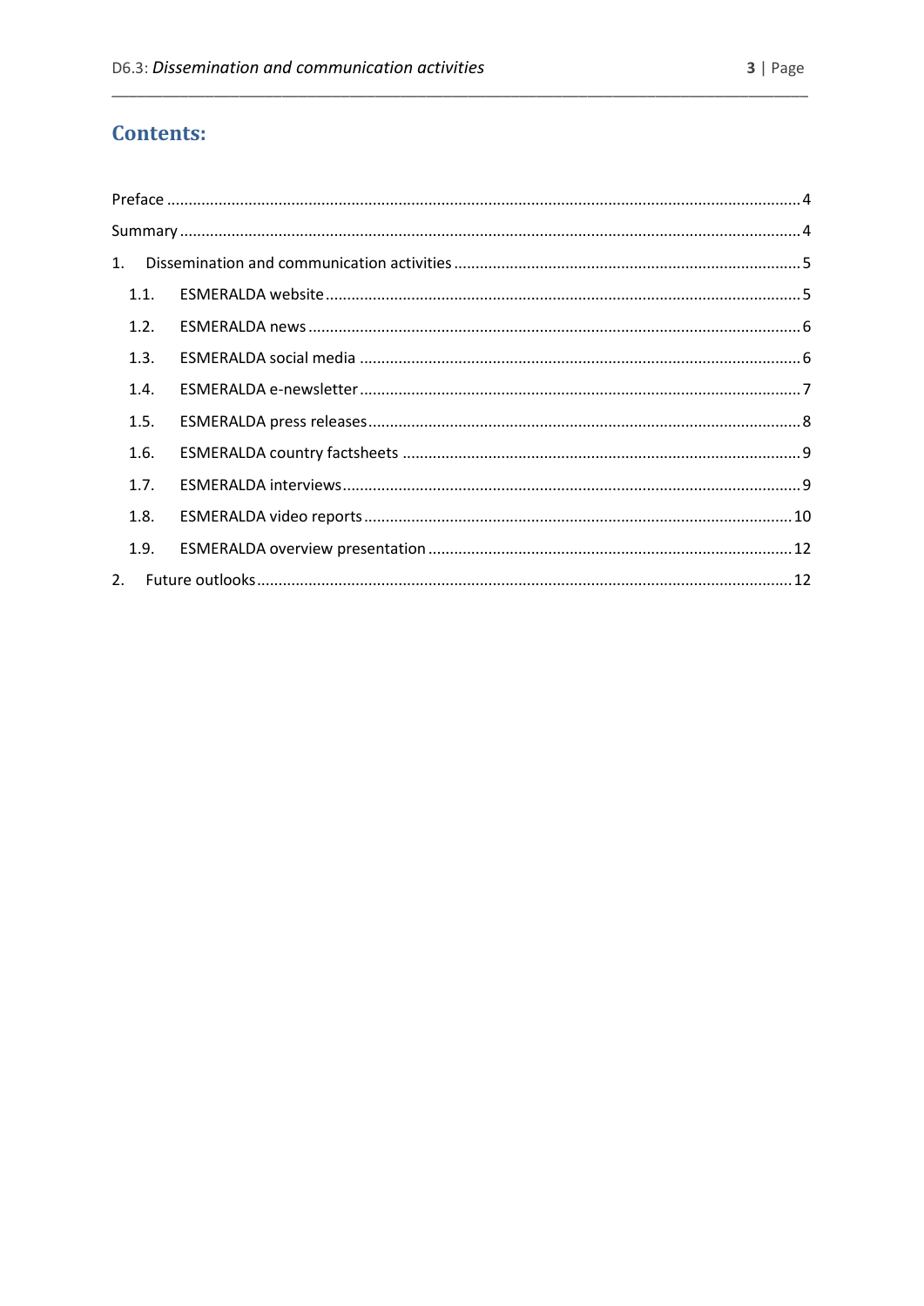## Contents:

Preface ..... 4

Summary ..... 4

1. Dissemination and communication activities ..... 5
   - 1.1. ESMERALDA website ..... 5
   - 1.2. ESMERALDA news ..... 6
   - 1.3. ESMERALDA social media ..... 6
   - 1.4. ESMERALDA e-newsletter ..... 7
   - 1.5. ESMERALDA press releases ..... 8
   - 1.6. ESMERALDA country factsheets ..... 9
   - 1.7. ESMERALDA interviews ..... 9
   - 1.8. ESMERALDA video reports ..... 10
   - 1.9. ESMERALDA overview presentation ..... 12
2. Future outlooks ..... 12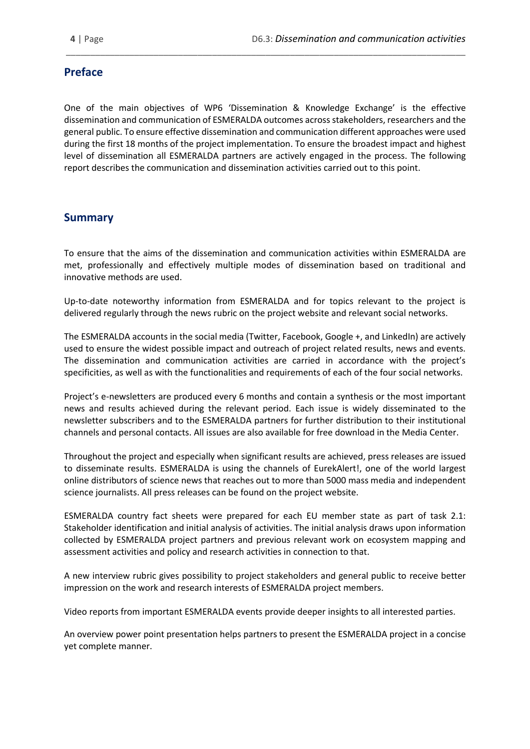## Preface

One of the main objectives of WP6 'Dissemination & Knowledge Exchange' is the effective dissemination and communication of ESMERALDA outcomes across stakeholders, researchers and the general public. To ensure effective dissemination and communication different approaches were used during the first 18 months of the project implementation. To ensure the broadest impact and highest level of dissemination all ESMERALDA partners are actively engaged in the process. The following report describes the communication and dissemination activities carried out to this point.

## Summary

To ensure that the aims of the dissemination and communication activities within ESMERALDA are met, professionally and effectively multiple modes of dissemination based on traditional and innovative methods are used.

Up-to-date noteworthy information from ESMERALDA and for topics relevant to the project is delivered regularly through the news rubric on the project website and relevant social networks.

The ESMERALDA accounts in the social media (Twitter, Facebook, Google +, and LinkedIn) are actively used to ensure the widest possible impact and outreach of project related results, news and events. The dissemination and communication activities are carried in accordance with the project's specificities, as well as with the functionalities and requirements of each of the four social networks.

Project's e-newsletters are produced every 6 months and contain a synthesis or the most important news and results achieved during the relevant period. Each issue is widely disseminated to the newsletter subscribers and to the ESMERALDA partners for further distribution to their institutional channels and personal contacts. All issues are also available for free download in the Media Center.

Throughout the project and especially when significant results are achieved, press releases are issued to disseminate results. ESMERALDA is using the channels of EurekAlert!, one of the world largest online distributors of science news that reaches out to more than 5000 mass media and independent science journalists. All press releases can be found on the project website.

ESMERALDA country fact sheets were prepared for each EU member state as part of task 2.1: Stakeholder identification and initial analysis of activities. The initial analysis draws upon information collected by ESMERALDA project partners and previous relevant work on ecosystem mapping and assessment activities and policy and research activities in connection to that.

A new interview rubric gives possibility to project stakeholders and general public to receive better impression on the work and research interests of ESMERALDA project members.

Video reports from important ESMERALDA events provide deeper insights to all interested parties.

An overview power point presentation helps partners to present the ESMERALDA project in a concise yet complete manner.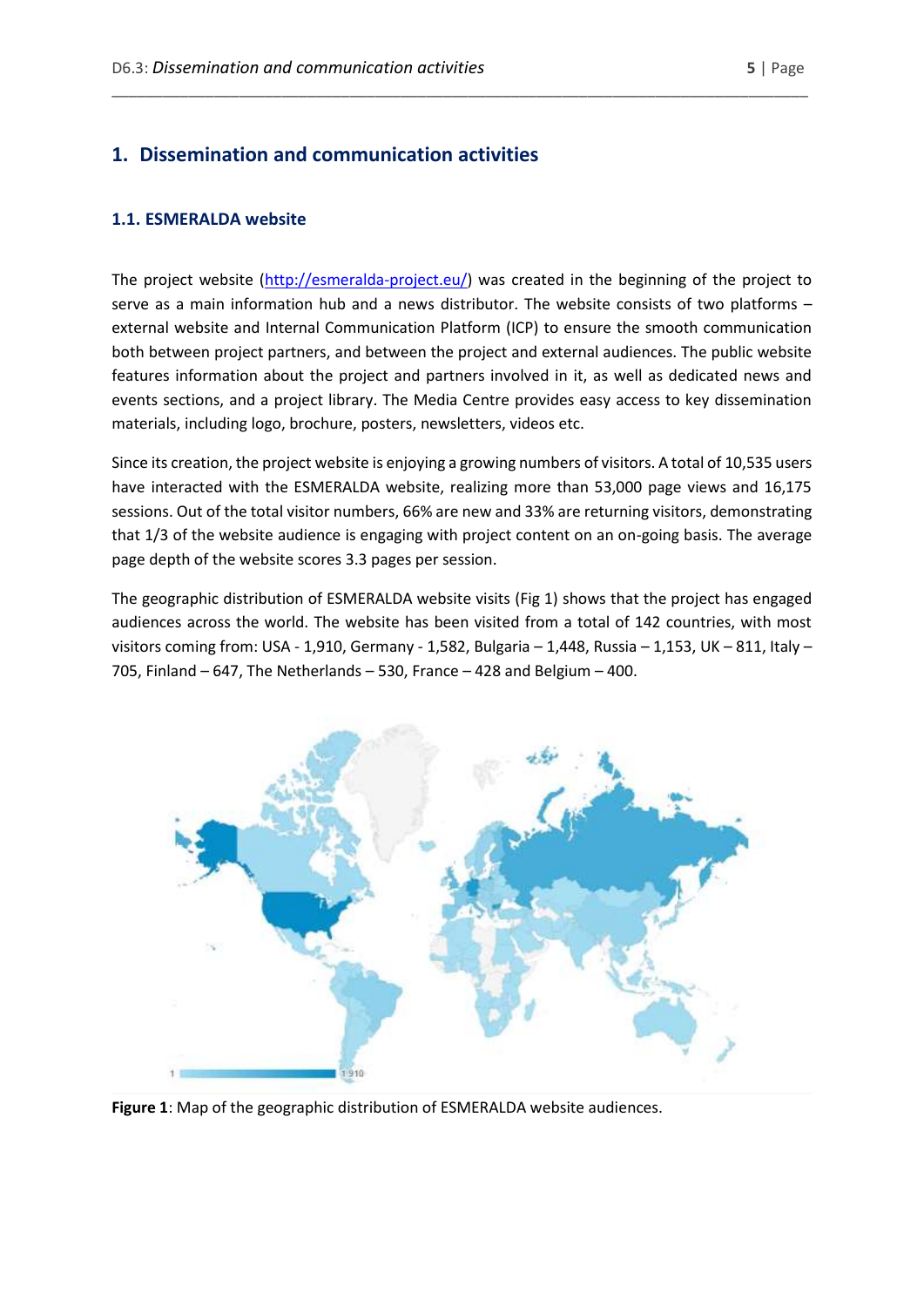# 1. Dissemination and communication activities

## 1.1. ESMERALDA website

The project website (http://esmeralda-project.eu/) was created in the beginning of the project to serve as a main information hub and a news distributor. The website consists of two platforms – external website and Internal Communication Platform (ICP) to ensure the smooth communication both between project partners, and between the project and external audiences. The public website features information about the project and partners involved in it, as well as dedicated news and events sections, and a project library. The Media Centre provides easy access to key dissemination materials, including logo, brochure, posters, newsletters, videos etc.

Since its creation, the project website is enjoying a growing numbers of visitors. A total of 10,535 users have interacted with the ESMERALDA website, realizing more than 53,000 page views and 16,175 sessions. Out of the total visitor numbers, 66% are new and 33% are returning visitors, demonstrating that 1/3 of the website audience is engaging with project content on an on-going basis. The average page depth of the website scores 3.3 pages per session.

The geographic distribution of ESMERALDA website visits (Fig 1) shows that the project has engaged audiences across the world. The website has been visited from a total of 142 countries, with most visitors coming from: USA - 1,910, Germany - 1,582, Bulgaria – 1,448, Russia – 1,153, UK – 811, Italy – 705, Finland – 647, The Netherlands – 530, France – 428 and Belgium – 400.

**Figure 1**: Map of the geographic distribution of ESMERALDA website audiences.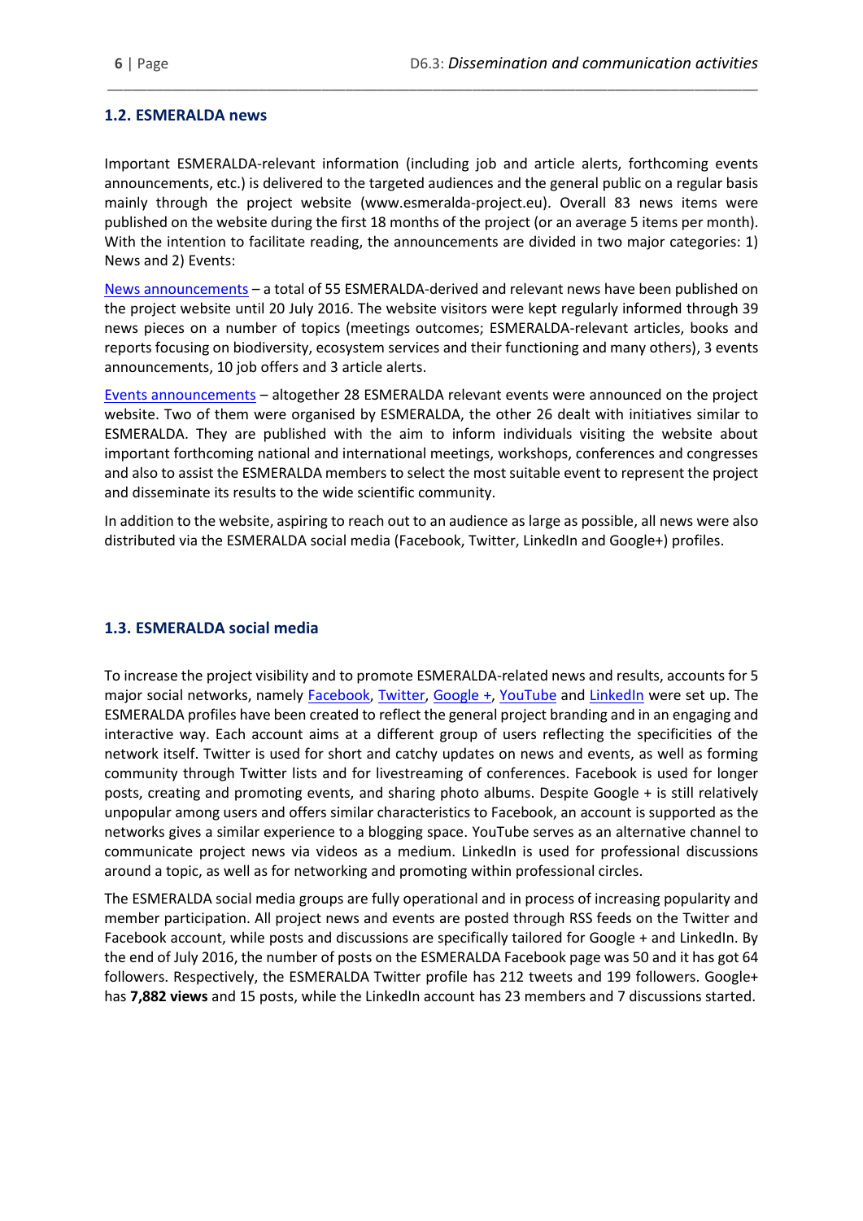### 1.2. ESMERALDA news

Important ESMERALDA-relevant information (including job and article alerts, forthcoming events announcements, etc.) is delivered to the targeted audiences and the general public on a regular basis mainly through the project website (www.esmeralda-project.eu). Overall 83 news items were published on the website during the first 18 months of the project (or an average 5 items per month). With the intention to facilitate reading, the announcements are divided in two major categories: 1) News and 2) Events:

News announcements – a total of 55 ESMERALDA-derived and relevant news have been published on the project website until 20 July 2016. The website visitors were kept regularly informed through 39 news pieces on a number of topics (meetings outcomes; ESMERALDA-relevant articles, books and reports focusing on biodiversity, ecosystem services and their functioning and many others), 3 events announcements, 10 job offers and 3 article alerts.

Events announcements – altogether 28 ESMERALDA relevant events were announced on the project website. Two of them were organised by ESMERALDA, the other 26 dealt with initiatives similar to ESMERALDA. They are published with the aim to inform individuals visiting the website about important forthcoming national and international meetings, workshops, conferences and congresses and also to assist the ESMERALDA members to select the most suitable event to represent the project and disseminate its results to the wide scientific community.

In addition to the website, aspiring to reach out to an audience as large as possible, all news were also distributed via the ESMERALDA social media (Facebook, Twitter, LinkedIn and Google+) profiles.

### 1.3. ESMERALDA social media

To increase the project visibility and to promote ESMERALDA-related news and results, accounts for 5 major social networks, namely Facebook, Twitter, Google +, YouTube and LinkedIn were set up. The ESMERALDA profiles have been created to reflect the general project branding and in an engaging and interactive way. Each account aims at a different group of users reflecting the specificities of the network itself. Twitter is used for short and catchy updates on news and events, as well as forming community through Twitter lists and for livestreaming of conferences. Facebook is used for longer posts, creating and promoting events, and sharing photo albums. Despite Google + is still relatively unpopular among users and offers similar characteristics to Facebook, an account is supported as the networks gives a similar experience to a blogging space. YouTube serves as an alternative channel to communicate project news via videos as a medium. LinkedIn is used for professional discussions around a topic, as well as for networking and promoting within professional circles.

The ESMERALDA social media groups are fully operational and in process of increasing popularity and member participation. All project news and events are posted through RSS feeds on the Twitter and Facebook account, while posts and discussions are specifically tailored for Google + and LinkedIn. By the end of July 2016, the number of posts on the ESMERALDA Facebook page was 50 and it has got 64 followers. Respectively, the ESMERALDA Twitter profile has 212 tweets and 199 followers. Google+ has **7,882 views** and 15 posts, while the LinkedIn account has 23 members and 7 discussions started.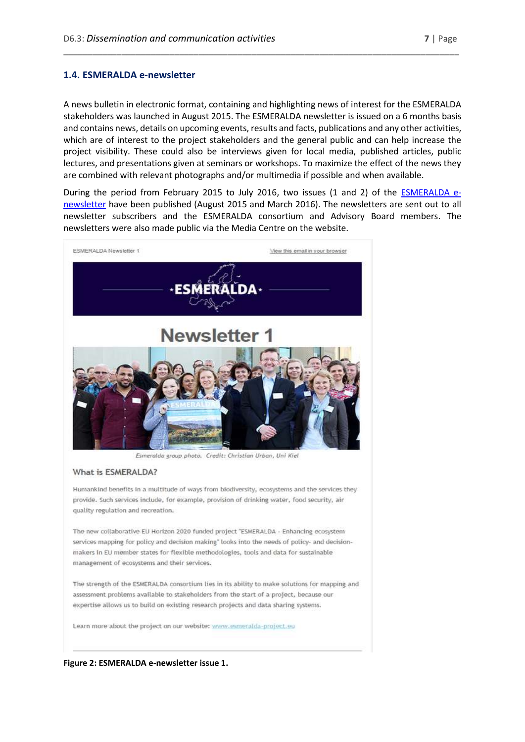## 1.4. ESMERALDA e-newsletter

A news bulletin in electronic format, containing and highlighting news of interest for the ESMERALDA stakeholders was launched in August 2015. The ESMERALDA newsletter is issued on a 6 months basis and contains news, details on upcoming events, results and facts, publications and any other activities, which are of interest to the project stakeholders and the general public and can help increase the project visibility. These could also be interviews given for local media, published articles, public lectures, and presentations given at seminars or workshops. To maximize the effect of the news they are combined with relevant photographs and/or multimedia if possible and when available.

During the period from February 2015 to July 2016, two issues (1 and 2) of the [ESMERALDA e-newsletter](ESMERALDA e-newsletter) have been published (August 2015 and March 2016). The newsletters are sent out to all newsletter subscribers and the ESMERALDA consortium and Advisory Board members. The newsletters were also made public via the Media Centre on the website.

ESMERALDA Newsletter 1 | View this email in your browser

ESMERALDA

# Newsletter 1

*Esmeralda group photo. Credit: Christian Urban, Uni Kiel*

What is ESMERALDA?

Humankind benefits in a multitude of ways from biodiversity, ecosystems and the services they provide. Such services include, for example, provision of drinking water, food security, air quality regulation and recreation.

The new collaborative EU Horizon 2020 funded project "ESMERALDA - Enhancing ecosystem services mapping for policy and decision making" looks into the needs of policy- and decision-makers in EU member states for flexible methodologies, tools and data for sustainable management of ecosystems and their services.

The strength of the ESMERALDA consortium lies in its ability to make solutions for mapping and assessment problems available to stakeholders from the start of a project, because our expertise allows us to build on existing research projects and data sharing systems.

Learn more about the project on our website: www.esmeralda-project.eu

**Figure 2: ESMERALDA e-newsletter issue 1.**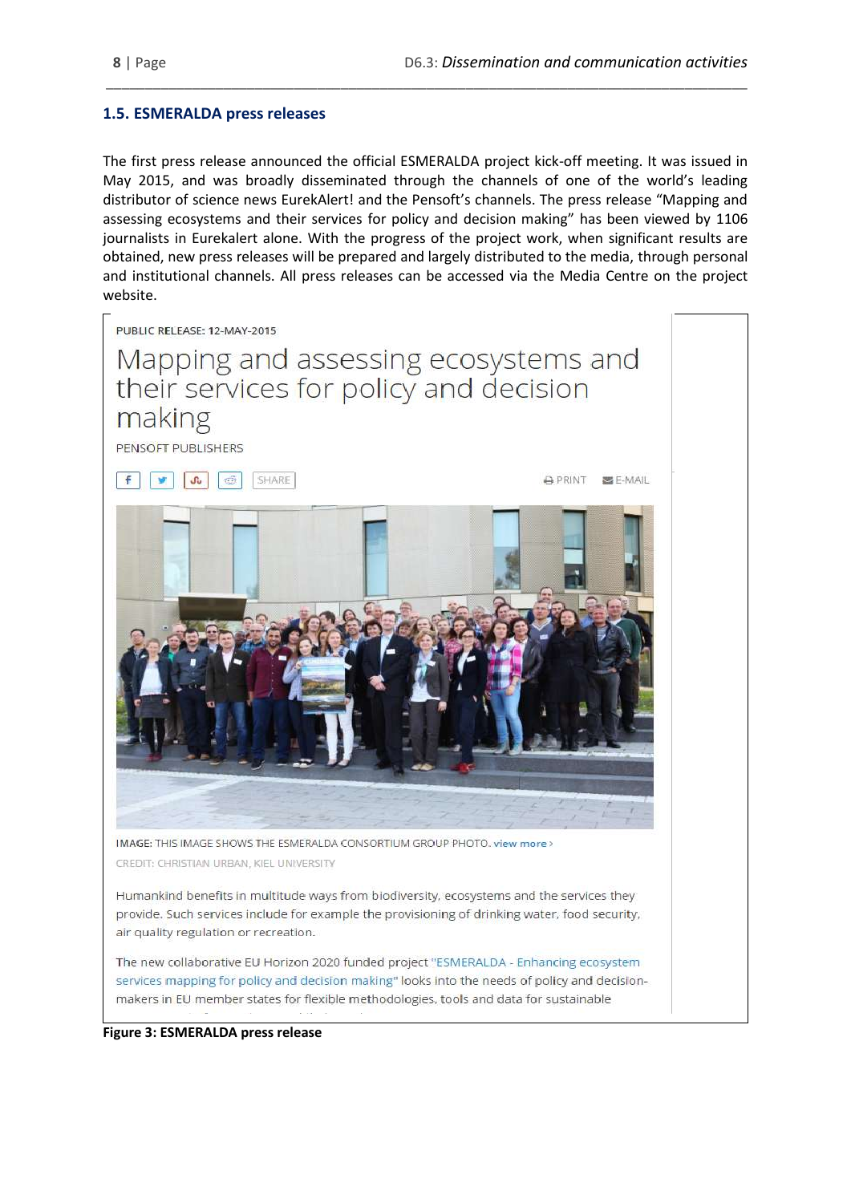## 1.5. ESMERALDA press releases

The first press release announced the official ESMERALDA project kick-off meeting. It was issued in May 2015, and was broadly disseminated through the channels of one of the world's leading distributor of science news EurekAlert! and the Pensoft's channels. The press release "Mapping and assessing ecosystems and their services for policy and decision making" has been viewed by 1106 journalists in Eurekalert alone. With the progress of the project work, when significant results are obtained, new press releases will be prepared and largely distributed to the media, through personal and institutional channels. All press releases can be accessed via the Media Centre on the project website.

PUBLIC RELEASE: 12-MAY-2015

Mapping and assessing ecosystems and their services for policy and decision making

PENSOFT PUBLISHERS

IMAGE: THIS IMAGE SHOWS THE ESMERALDA CONSORTIUM GROUP PHOTO. view more ›

CREDIT: CHRISTIAN URBAN, KIEL UNIVERSITY

Humankind benefits in multitude ways from biodiversity, ecosystems and the services they provide. Such services include for example the provisioning of drinking water, food security, air quality regulation or recreation.

The new collaborative EU Horizon 2020 funded project "ESMERALDA - Enhancing ecosystem services mapping for policy and decision making" looks into the needs of policy and decision-makers in EU member states for flexible methodologies, tools and data for sustainable

**Figure 3: ESMERALDA press release**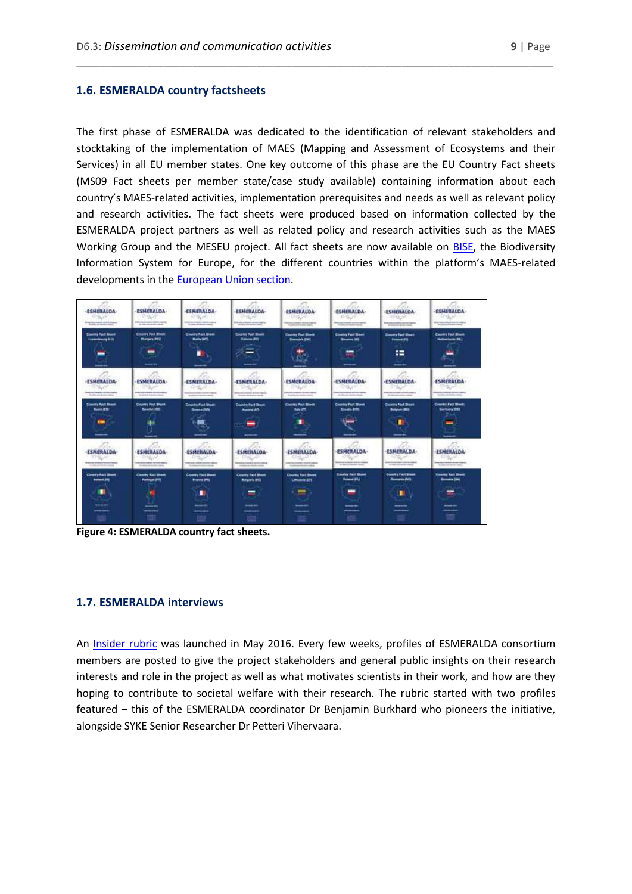## 1.6. ESMERALDA country factsheets

The first phase of ESMERALDA was dedicated to the identification of relevant stakeholders and stocktaking of the implementation of MAES (Mapping and Assessment of Ecosystems and their Services) in all EU member states. One key outcome of this phase are the EU Country Fact sheets (MS09 Fact sheets per member state/case study available) containing information about each country's MAES-related activities, implementation prerequisites and needs as well as relevant policy and research activities. The fact sheets were produced based on information collected by the ESMERALDA project partners as well as related policy and research activities such as the MAES Working Group and the MESEU project. All fact sheets are now available on BISE, the Biodiversity Information System for Europe, for the different countries within the platform's MAES-related developments in the European Union section.

**Figure 4: ESMERALDA country fact sheets.**

## 1.7. ESMERALDA interviews

An Insider rubric was launched in May 2016. Every few weeks, profiles of ESMERALDA consortium members are posted to give the project stakeholders and general public insights on their research interests and role in the project as well as what motivates scientists in their work, and how are they hoping to contribute to societal welfare with their research. The rubric started with two profiles featured – this of the ESMERALDA coordinator Dr Benjamin Burkhard who pioneers the initiative, alongside SYKE Senior Researcher Dr Petteri Vihervaara.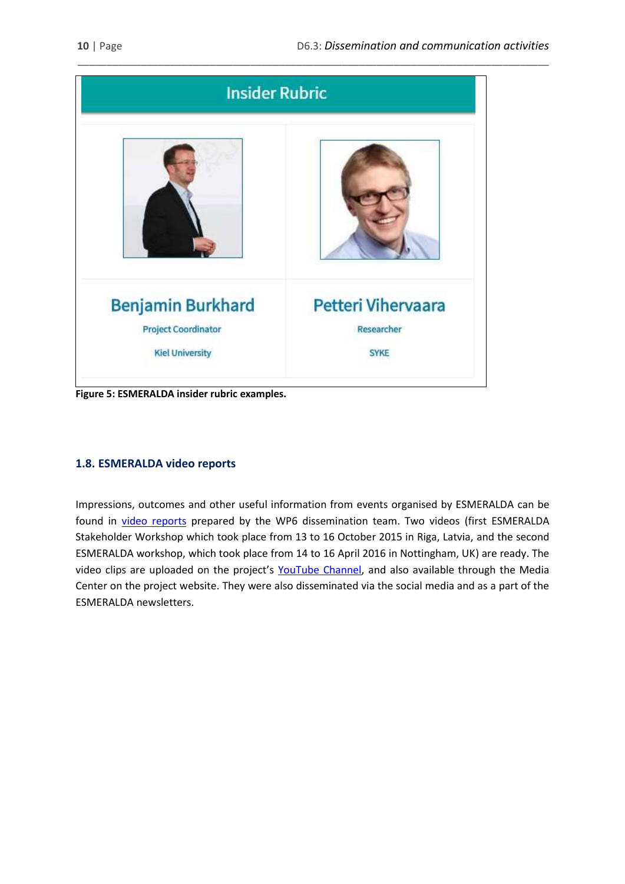Insider Rubric

Benjamin Burkhard
Project Coordinator
Kiel University

Petteri Vihervaara
Researcher
SYKE

**Figure 5: ESMERALDA insider rubric examples.**

### 1.8. ESMERALDA video reports

Impressions, outcomes and other useful information from events organised by ESMERALDA can be found in video reports prepared by the WP6 dissemination team. Two videos (first ESMERALDA Stakeholder Workshop which took place from 13 to 16 October 2015 in Riga, Latvia, and the second ESMERALDA workshop, which took place from 14 to 16 April 2016 in Nottingham, UK) are ready. The video clips are uploaded on the project's YouTube Channel, and also available through the Media Center on the project website. They were also disseminated via the social media and as a part of the ESMERALDA newsletters.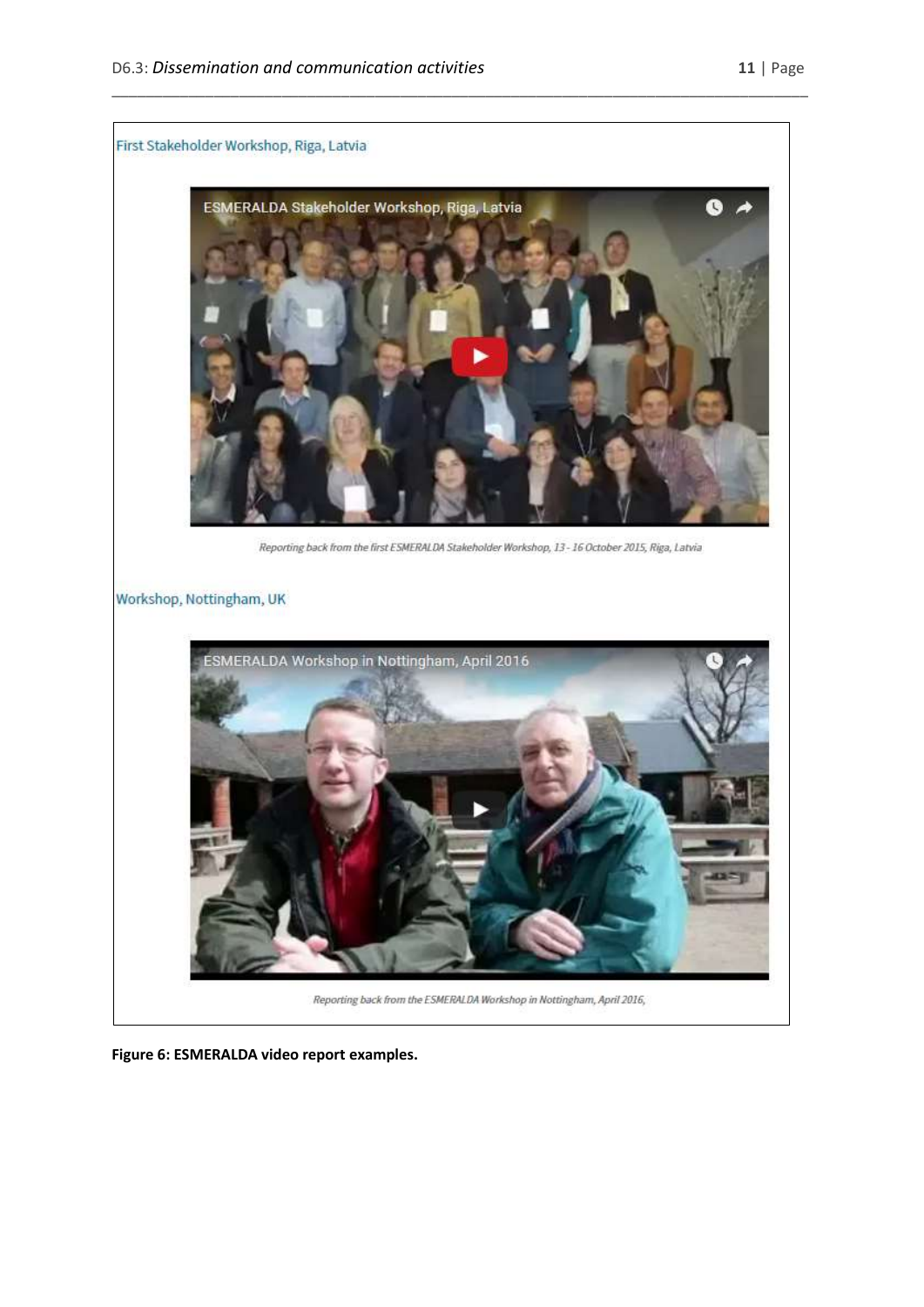First Stakeholder Workshop, Riga, Latvia

*Reporting back from the first ESMERALDA Stakeholder Workshop, 13 - 16 October 2015, Riga, Latvia*

Workshop, Nottingham, UK

*Reporting back from the ESMERALDA Workshop in Nottingham, April 2016,*

**Figure 6: ESMERALDA video report examples.**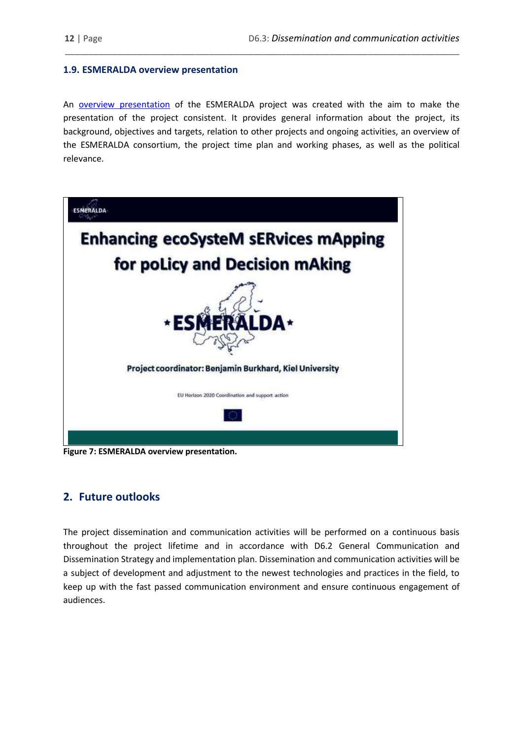### 1.9. ESMERALDA overview presentation

An [overview presentation]() of the ESMERALDA project was created with the aim to make the presentation of the project consistent. It provides general information about the project, its background, objectives and targets, relation to other projects and ongoing activities, an overview of the ESMERALDA consortium, the project time plan and working phases, as well as the political relevance.

**Figure 7: ESMERALDA overview presentation.**

## 2. Future outlooks

The project dissemination and communication activities will be performed on a continuous basis throughout the project lifetime and in accordance with D6.2 General Communication and Dissemination Strategy and implementation plan. Dissemination and communication activities will be a subject of development and adjustment to the newest technologies and practices in the field, to keep up with the fast passed communication environment and ensure continuous engagement of audiences.